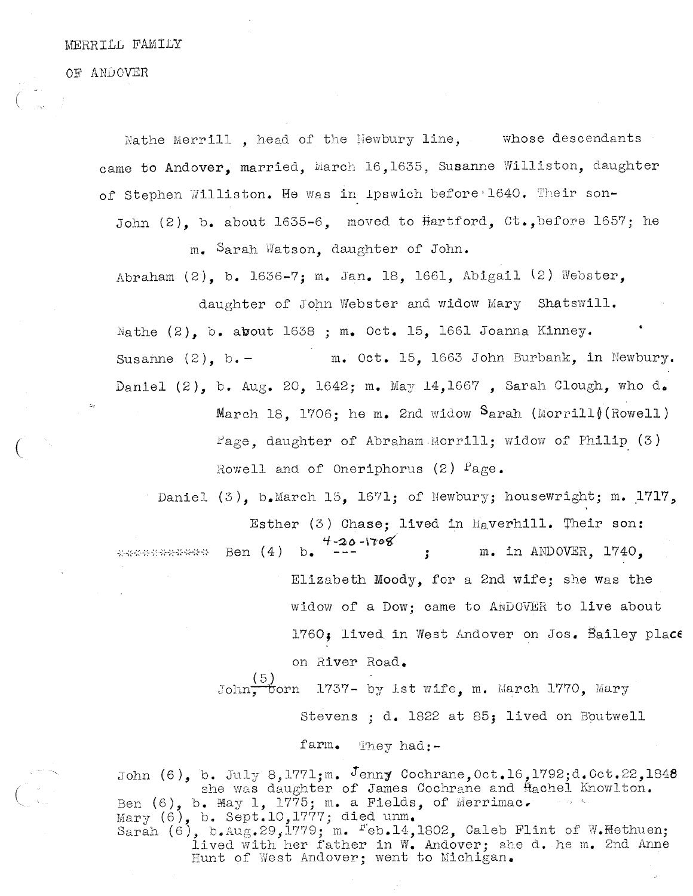MERRILL FAMILY

OF ANDOVER

Nathe Merrill , head of the Newbury line, whose descendants came to Andover, married, March 16,1635, Susanne Williston, daughter of Stephen Williston. He was in Ipswich before 1640. Their son-

John (2), b. about 1635-6, moved to Hartford, Ct.,before 1657; he m. Sarah Watson, daughter of John.

Abraham (2), b. 1636-7; m. Jan. 18, 1661, Abigail (2) Webster, daughter of John Webster and widow Mary Shatswill.

Nathe (2), b. about 1638 ; m. Oct. 15, 1661 Joanna Kinney.

Susanne (2), b.- m. Oct. 15, 1663 John Burbank, in Newbury.

Daniel (2), b. Aug. 20, 1642; m. May 14,1667 , Sarah Clough, who d. March 18, 1706; he m. 2nd widow Sarah (Morrill)(Rowell) Page, daughter of Abraham Morrill; widow of Philip (3) Rowell and of Oneriphorus (2) Page.

Daniel (3), b.March 15, 1671; of Newbury; housewright; m. 1717, Esther (3) Chase; lived in Haverhill. Their son:

*********** Ben (4) b. ~~---~~ 4-20-1708 ; m. in ANDOVER, 1740, Elizabeth Moody, for a 2nd wife; she was the widow of a Dow; came to ANDOVER to live about 1760; lived in West Andover on Jos. Bailey place on River Road.

John (5) born 1737- by 1st wife, m. March 1770, Mary Stevens ; d. 1822 at 85; lived on Boutwell farm. They had:-

John (6), b. July 8,1771;m. Jenny Cochrane,Oct.16,1792;d.Oct.22,1848 she was daughter of James Cochrane and Rachel Knowlton.
Ben (6), b. May 1, 1775; m. a Fields, of Merrimac.
Mary (6), b. Sept.10,1777; died unm.
Sarah (6), b.Aug.29,1779; m. Feb.14,1802, Caleb Flint of W.Methuen; lived with her father in W. Andover; she d. he m. 2nd Anne Hunt of West Andover; went to Michigan.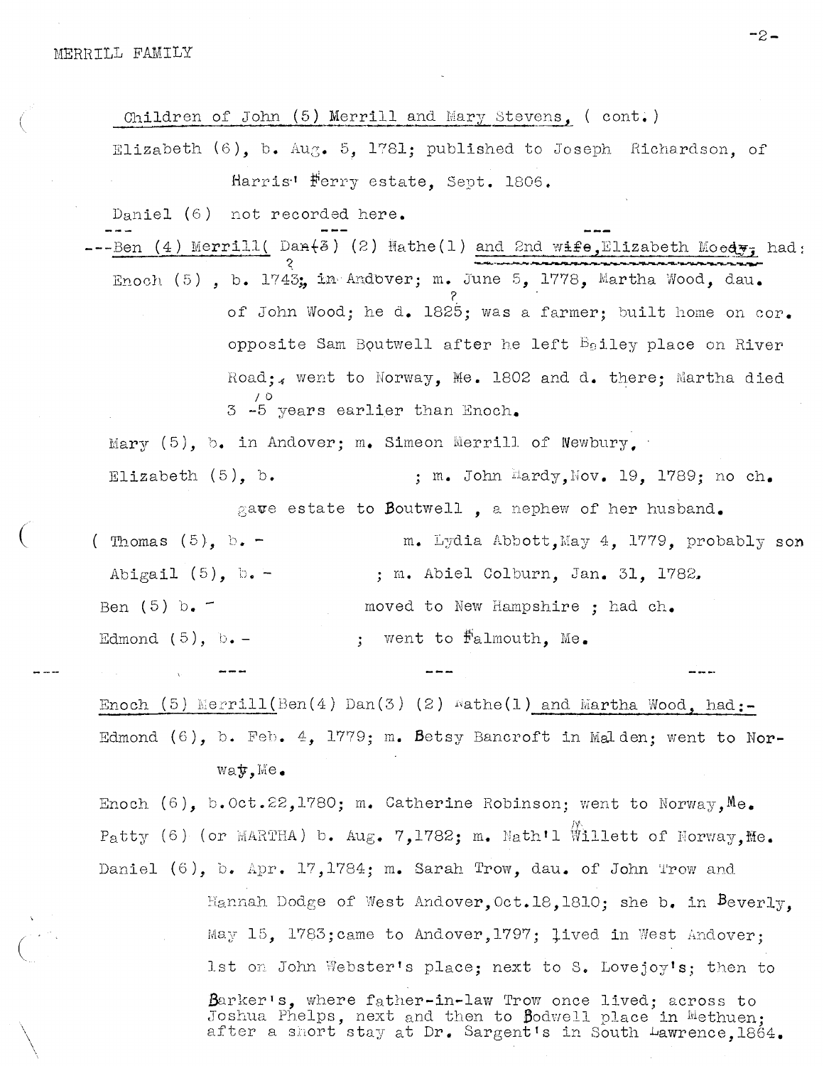Children of John (5) Merrill and Mary Stevens, ( cont.)

Elizabeth (6), b. Aug. 5, 1781; published to Joseph Richardson, of Harris' Ferry estate, Sept. 1806.

Daniel (6) not recorded here.

---Ben (4) Merrill( Dan(3) (2) Nathe(1) and 2nd wife, Elizabeth Moody, had:

Enoch (5) , b. 1743, in Andover; m. June 5, 1778, Martha Wood, dau. of John Wood; he d. 1825; was a farmer; built home on cor. opposite Sam Boutwell after he left Bailey place on River Road; went to Norway, Me. 1802 and d. there; Martha died 3 -5 years earlier than Enoch.

Mary (5), b. in Andover; m. Simeon Merrill of Newbury,

Elizabeth (5), b. ; m. John Hardy, Nov. 19, 1789; no ch. gave estate to Boutwell , a nephew of her husband.

( Thomas (5), b. - m. Lydia Abbott, May 4, 1779, probably son

Abigail (5), b. - ; m. Abiel Colburn, Jan. 31, 1782.

Ben (5) b. - moved to New Hampshire ; had ch.

Edmond (5), b. - ; went to Falmouth, Me.

--- --- --- ---

Enoch (5) Merrill(Ben(4) Dan(3) (2) Nathe(1) and Martha Wood, had:-

Edmond (6), b. Feb. 4, 1779; m. Betsy Bancroft in Malden; went to Norway, Me.

Enoch (6), b.Oct.22,1780; m. Catherine Robinson; went to Norway, Me.

Patty (6) (or MARTHA) b. Aug. 7,1782; m. Nath'l Willett of Norway, Me.

Daniel (6), b. Apr. 17,1784; m. Sarah Trow, dau. of John Trow and Hannah Dodge of West Andover, Oct.18,1810; she b. in Beverly, May 15, 1783; came to Andover, 1797; lived in West Andover; 1st on John Webster's place; next to S. Lovejoy's; then to Barker's, where father-in-law Trow once lived; across to Joshua Phelps, next and then to Bodwell place in Methuen; after a short stay at Dr. Sargent's in South Lawrence, 1864.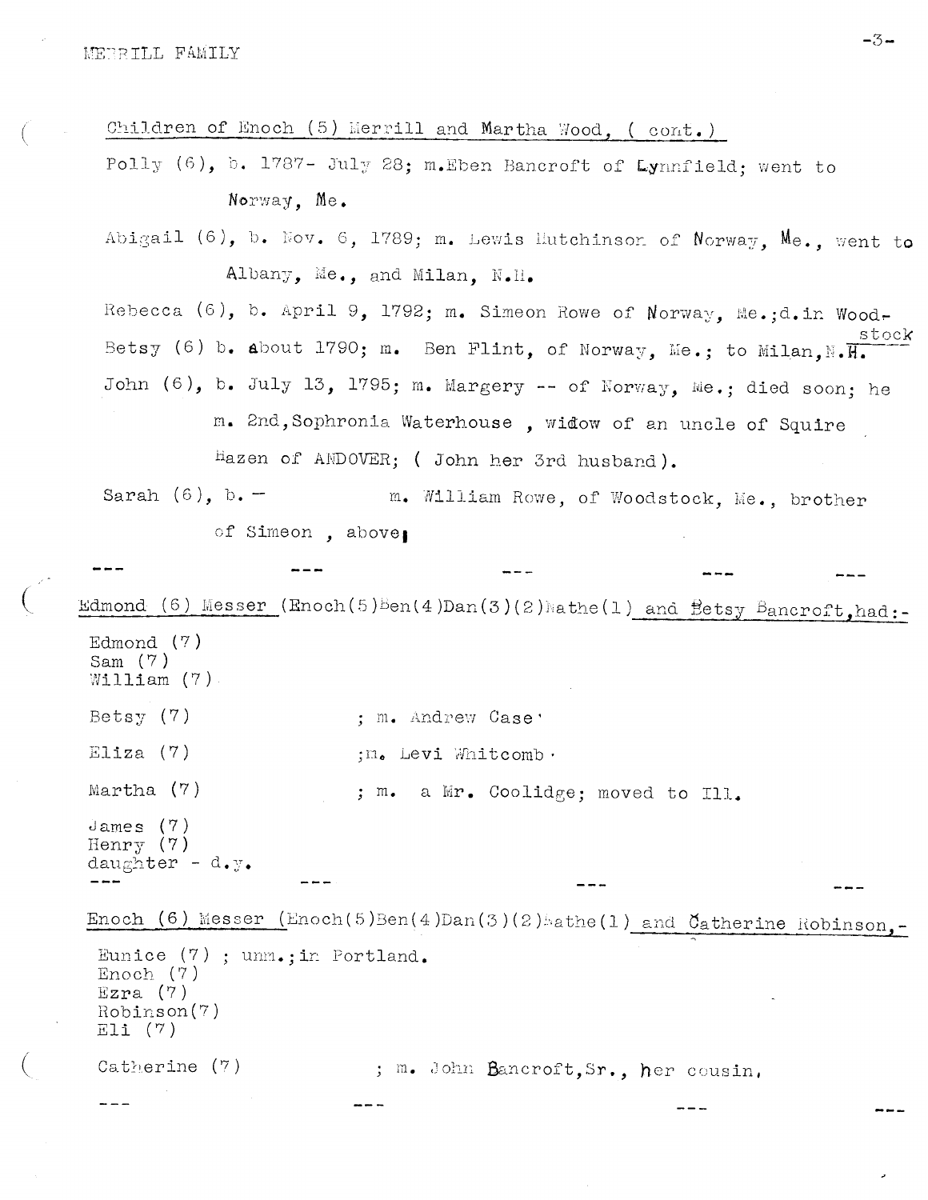Children of Enoch (5) Merrill and Martha Wood, ( cont.)

Polly (6), b. 1787- July 28; m.Eben Bancroft of Lynnfield; went to Norway, Me.

Abigail (6), b. Nov. 6, 1789; m. Lewis Hutchinson of Norway, Me., went to Albany, Me., and Milan, N.H.

Rebecca (6), b. April 9, 1792; m. Simeon Rowe of Norway, Me.;d.in Woodstock

Betsy (6) b. about 1790; m. Ben Flint, of Norway, Me.; to Milan,N.H.

John (6), b. July 13, 1795; m. Margery -- of Norway, Me.; died soon; he m. 2nd,Sophronia Waterhouse , widow of an uncle of Squire Hazen of ANDOVER; ( John her 3rd husband).

Sarah (6), b. - m. William Rowe, of Woodstock, Me., brother of Simeon , above.

--- --- --- --- ---

Edmond (6) Messer (Enoch(5)Ben(4)Dan(3)(2)Nathe(1) and Betsy Bancroft,had:-

Edmond (7)
Sam (7)
William (7)

Betsy (7) ; m. Andrew Case.

Eliza (7) ;m. Levi Whitcomb.

Martha (7) ; m. a Mr. Coolidge; moved to Ill.

James (7)
Henry (7)
daughter - d.y.

--- --- --- ---

Enoch (6) Messer (Enoch(5)Ben(4)Dan(3)(2)Nathe(1) and Catherine Robinson,-

Eunice (7) ; unm.;in Portland.
Enoch (7)
Ezra (7)
Robinson(7)
Eli (7)

Catherine (7) ; m. John Bancroft,Sr., her cousin.

--- --- --- ---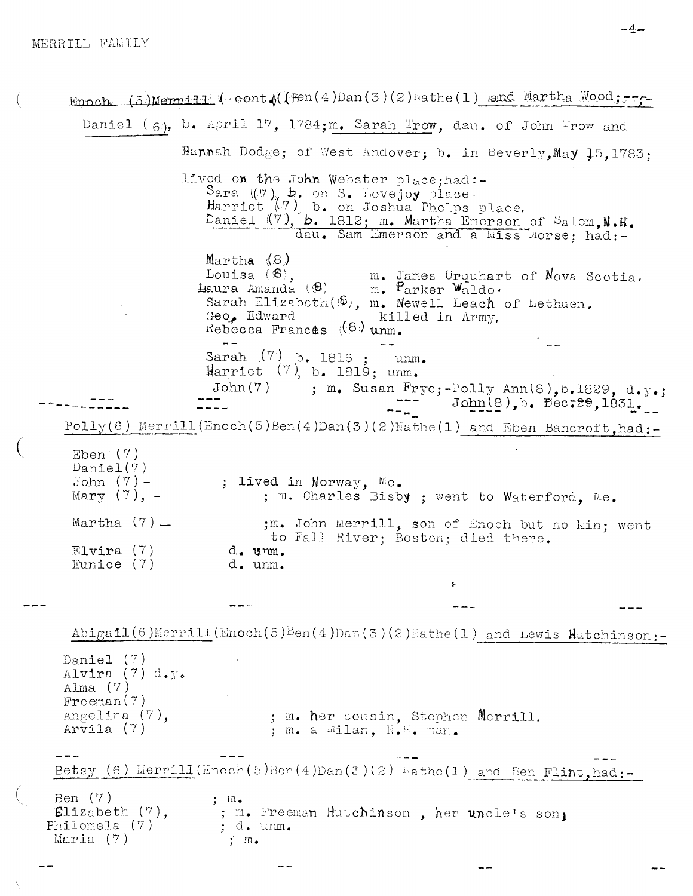Enoch (5)Merrill (cont.)(Ben(4)Dan(3)(2)Nathe(1) and Martha Wood;--

Daniel (6), b. April 17, 1784; m. Sarah Trow, dau. of John Trow and Hannah Dodge; of West Andover; b. in Beverly, May 15, 1783; lived on the John Webster place; had:-

Sara (7), b. on S. Lovejoy place.
Harriet (7), b. on Joshua Phelps place.
Daniel (7), b. 1812; m. Martha Emerson of Salem, N.H. dau. Sam Emerson and a Miss Morse; had:-

Martha (8)
Louisa (8), m. James Urquhart of Nova Scotia.
Laura Amanda (8) m. Parker Waldo.
Sarah Elizabeth (8), m. Newell Leach of Methuen.
Geo. Edward killed in Army.
Rebecca Frances (8) unm.

-- -- --

Sarah (7) b. 1816 ; unm.
Harriet (7), b. 1819; unm.
John (7) ; m. Susan Frye; -Polly Ann (8), b. 1829, d.y.; John (8), b. Dec. 29, 1831.

---

Polly (6) Merrill (Enoch(5)Ben(4)Dan(3)(2)Nathe(1) and Eben Bancroft, had:-

Eben (7)
Daniel (7)
John (7) - ; lived in Norway, Me.
Mary (7), - ; m. Charles Bisby ; went to Waterford, Me.

Martha (7) - ; m. John Merrill, son of Enoch but no kin; went to Fall River; Boston; died there.
Elvira (7) d. unm.
Eunice (7) d. unm.

--- --- --- ---

Abigail (6) Merrill (Enoch(5)Ben(4)Dan(3)(2)Nathe(1) and Lewis Hutchinson:-

Daniel (7)
Alvira (7) d.y.
Alma (7)
Freeman (7)
Angelina (7), ; m. her cousin, Stephen Merrill.
Arvila (7) ; m. a Milan, N.H. man.

--- --- --- ---

Betsy (6) Merrill (Enoch(5)Ben(4)Dan(3)(2) Nathe(1) and Ben Flint, had:-

Ben (7) ; m.
Elizabeth (7), ; m. Freeman Hutchinson , her uncle's son;
Philomela (7) ; d. unm.
Maria (7) ; m.

-- -- -- --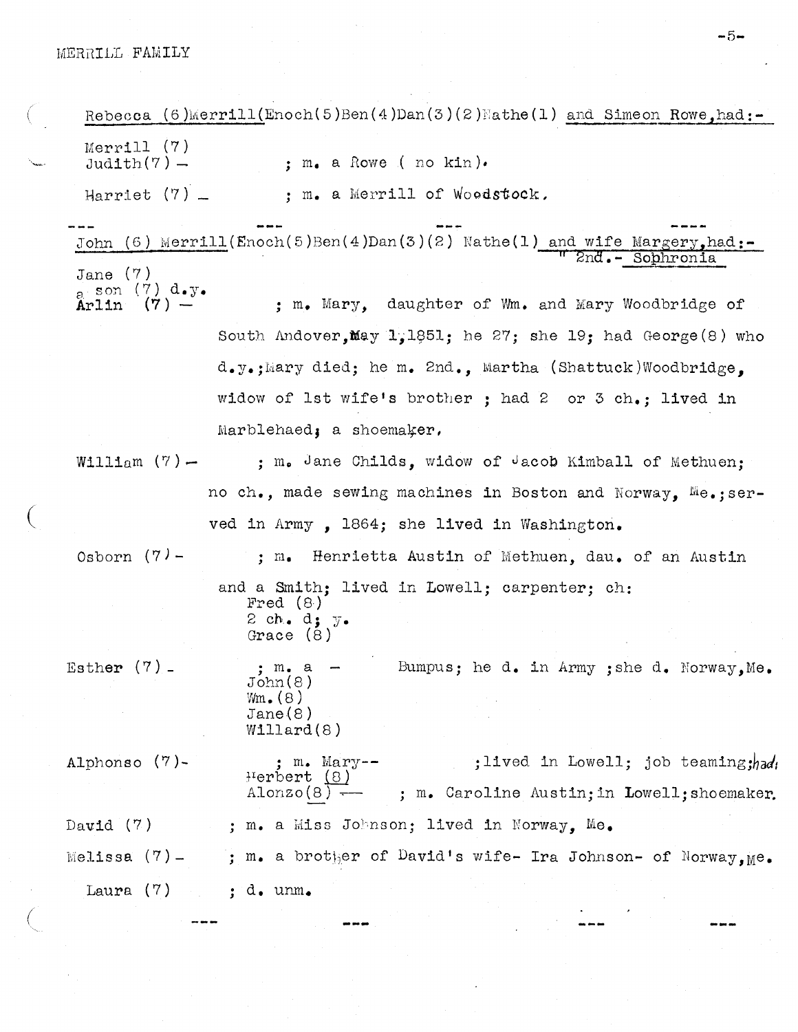Rebecca (6)Merrill(Enoch(5)Ben(4)Dan(3)(2)Nathe(1) and Simeon Rowe,had:-

Merrill (7)
Judith(7) — ; m. a Rowe ( no kin).

Harriet (7) — ; m. a Merrill of Woodstock.

--- --- --- ---

John (6) Merrill(Enoch(5)Ben(4)Dan(3)(2) Nathe(1) and wife Margery,had:-
" 2nd.- Sophronia

Jane (7)
a son (7) d.y.
Arlin (7) — ; m. Mary, daughter of Wm. and Mary Woodbridge of South Andover,May 1,1851; he 27; she 19; had George(8) who d.y.;Mary died; he m. 2nd., Martha (Shattuck)Woodbridge, widow of 1st wife's brother ; had 2 or 3 ch.; lived in Marblehaed; a shoemaker.

William (7)— ; m. Jane Childs, widow of Jacob Kimball of Methuen; no ch., made sewing machines in Boston and Norway, Me.;served in Army , 1864; she lived in Washington.

Osborn (7)- ; m. Henrietta Austin of Methuen, dau. of an Austin and a Smith; lived in Lowell; carpenter; ch:
Fred (8)
2 ch. d; y.
Grace (8)

Esther (7)- ; m. a — Bumpus; he d. in Army ;she d. Norway,Me.
John(8)
Wm.(8)
Jane(8)
Willard(8)

Alphonso (7)- ; m. Mary-- ;lived in Lowell; job teaming;had:
Herbert (8)
Alonzo(8) — ; m. Caroline Austin;in Lowell;shoemaker.

David (7) ; m. a Miss Johnson; lived in Norway, Me.

Melissa (7)- ; m. a brother of David's wife- Ira Johnson- of Norway,Me.

Laura (7) ; d. unm.

--- --- --- ---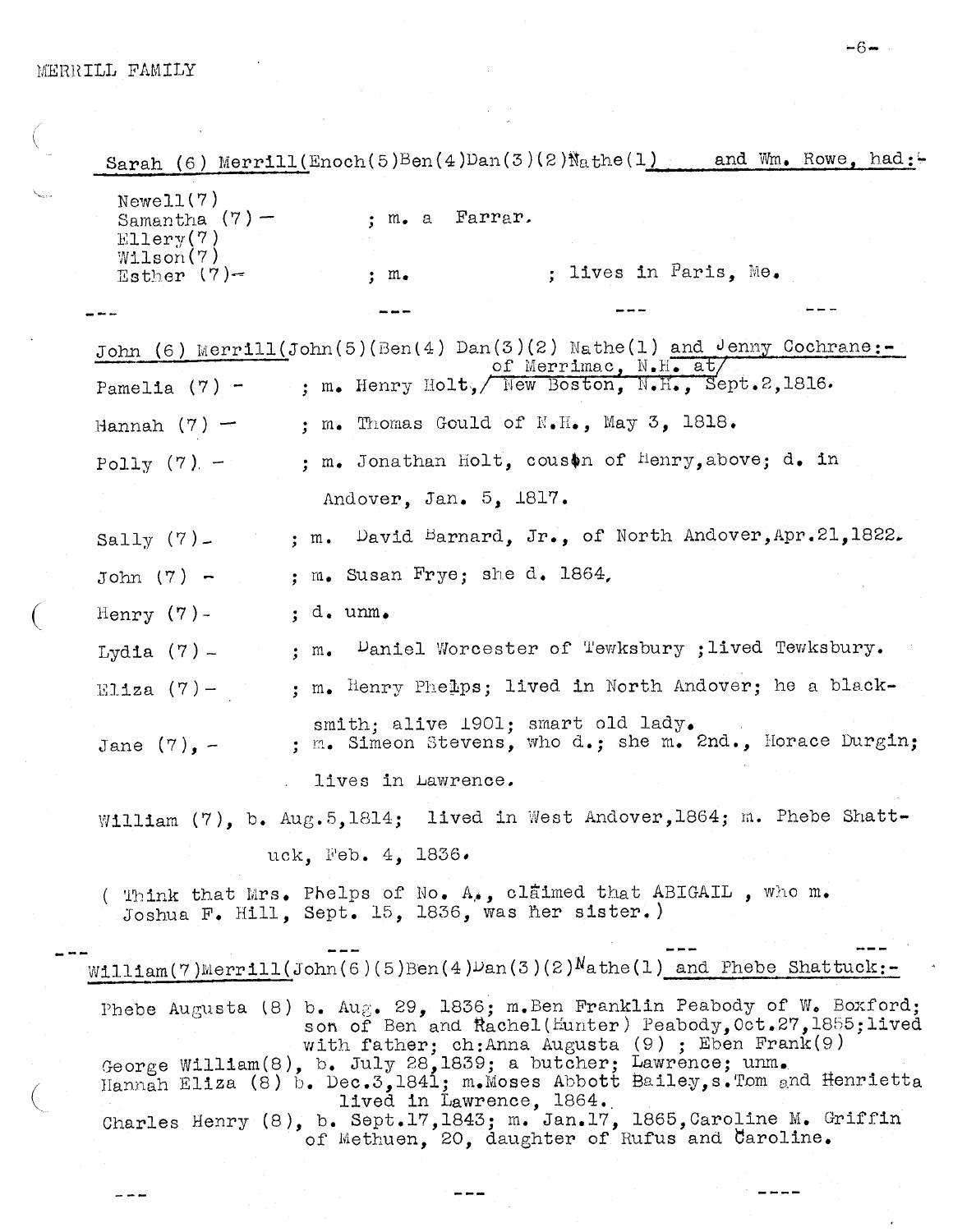MERRILL FAMILY

Sarah (6) Merrill(Enoch(5)Ben(4)Dan(3)(2)Nathe(1) and Wm. Rowe, had:-

Newell(7)
Samantha (7) - ; m. a Farrar.
Ellery(7)
Wilson(7)
Esther (7)- ; m. ; lives in Paris, Me.

--- --- --- ---

John (6) Merrill(John(5)(Ben(4) Dan(3)(2) Nathe(1) and Jenny Cochrane:-

Pamelia (7) - ; m. Henry Holt, of Merrimac, N.H. at New Boston, N.H., Sept.2,1816.

Hannah (7) - ; m. Thomas Gould of N.H., May 3, 1818.

Polly (7) - ; m. Jonathan Holt, cousin of Henry,above; d. in Andover, Jan. 5, 1817.

Sally (7) - ; m. David Barnard, Jr., of North Andover,Apr.21,1822.

John (7) - ; m. Susan Frye; she d. 1864,

Henry (7) - ; d. unm.

Lydia (7) - ; m. Daniel Worcester of Tewksbury ;lived Tewksbury.

Eliza (7) - ; m. Henry Phelps; lived in North Andover; he a blacksmith; alive 1901; smart old lady.

Jane (7), - ; m. Simeon Stevens, who d.; she m. 2nd., Horace Durgin; lives in Lawrence.

William (7), b. Aug.5,1814; lived in West Andover,1864; m. Phebe Shattuck, Feb. 4, 1836.

( Think that Mrs. Phelps of No. A., claimed that ABIGAIL , who m. Joshua F. Hill, Sept. 15, 1836, was her sister.)

--- --- --- ---

William(7)Merrill(John(6)(5)Ben(4)Dan(3)(2)Nathe(1) and Phebe Shattuck:-

Phebe Augusta (8) b. Aug. 29, 1836; m.Ben Franklin Peabody of W. Boxford; son of Ben and Rachel(Hunter) Peabody,Oct.27,1855;lived with father; ch:Anna Augusta (9) ; Eben Frank(9)
George William(8), b. July 28,1839; a butcher; Lawrence; unm.
Hannah Eliza (8) b. Dec.3,1841; m.Moses Abbott Bailey,s.Tom and Henrietta lived in Lawrence, 1864.
Charles Henry (8), b. Sept.17,1843; m. Jan.17, 1865,Caroline M. Griffin of Methuen, 20, daughter of Rufus and Caroline.

--- --- ----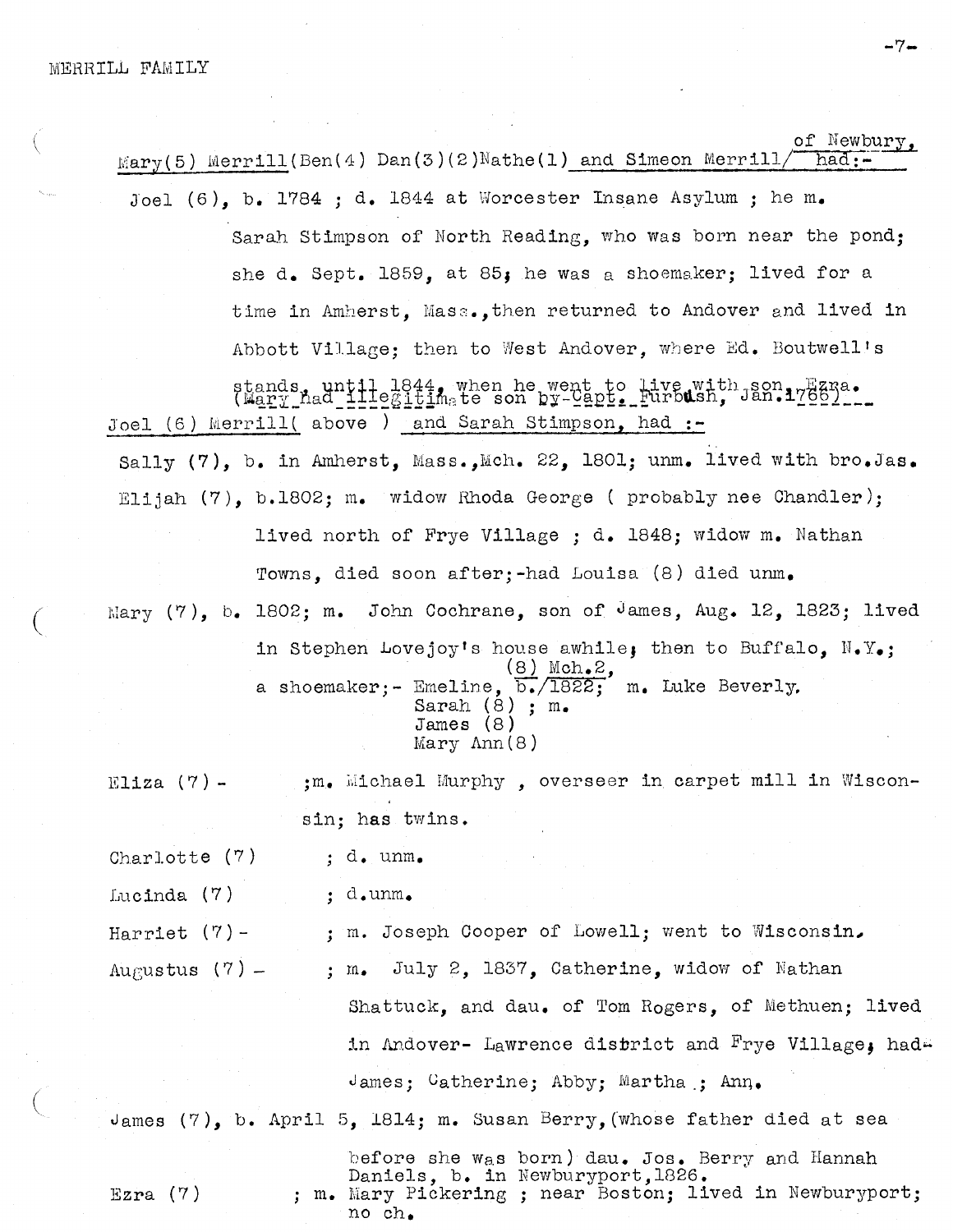MERRILL FAMILY

Mary(5) Merrill(Ben(4) Dan(3)(2)Nathe(1) and Simeon Merrill/ of Newbury, had:-

Joel (6), b. 1784 ; d. 1844 at Worcester Insane Asylum ; he m. Sarah Stimpson of North Reading, who was born near the pond; she d. Sept. 1859, at 85; he was a shoemaker; lived for a time in Amherst, Mass.,then returned to Andover and lived in Abbott Village; then to West Andover, where Ed. Boutwell's stands, until 1844, when he went to live with son, Ezra.

(Mary had illegitimate son by Capt. Furbush, Jan.1766)

Joel (6) Merrill( above ) and Sarah Stimpson, had :-

Sally (7), b. in Amherst, Mass.,Mch. 22, 1801; unm. lived with bro.Jas.

Elijah (7), b.1802; m. widow Rhoda George ( probably nee Chandler); lived north of Frye Village ; d. 1848; widow m. Nathan Towns, died soon after;-had Louisa (8) died unm.

Mary (7), b. 1802; m. John Cochrane, son of James, Aug. 12, 1823; lived in Stephen Lovejoy's house awhile; then to Buffalo, N.Y.; a shoemaker;- Emeline, (8) b. Mch.2, 1822; m. Luke Beverly.
Sarah (8) ; m.
James (8)
Mary Ann(8)

Eliza (7) - ;m. Michael Murphy , overseer in carpet mill in Wisconsin; has twins.

Charlotte (7) ; d. unm.

Lucinda (7) ; d.unm.

Harriet (7)- ; m. Joseph Cooper of Lowell; went to Wisconsin.

Augustus (7) - ; m. July 2, 1837, Catherine, widow of Nathan Shattuck, and dau. of Tom Rogers, of Methuen; lived in Andover- Lawrence district and Frye Village; had- James; Catherine; Abby; Martha ; Ann.

James (7), b. April 5, 1814; m. Susan Berry,(whose father died at sea before she was born) dau. Jos. Berry and Hannah Daniels, b. in Newburyport,1826.

Ezra (7) ; m. Mary Pickering ; near Boston; lived in Newburyport; no ch.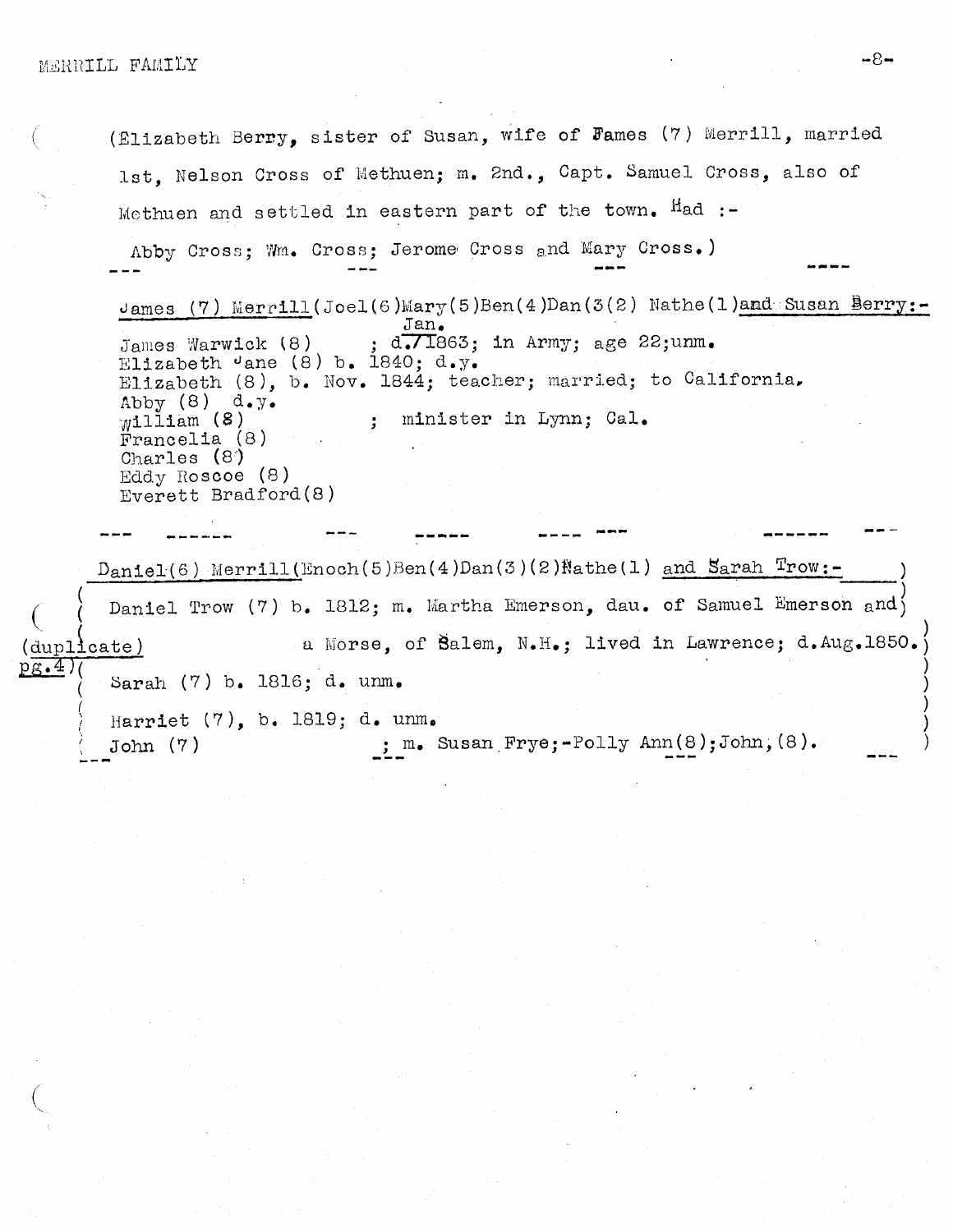(Elizabeth Berry, sister of Susan, wife of Fames (7) Merrill, married 1st, Nelson Cross of Methuen; m. 2nd., Capt. Samuel Cross, also of Methuen and settled in eastern part of the town. Had :-

Abby Cross; Wm. Cross; Jerome Cross and Mary Cross.)

--- --- --- ----

James (7) Merrill(Joel(6)Mary(5)Ben(4)Dan(3(2) Nathe(1)and Susan Berry:-

James Warwick (8) ; d. Jan./1863; in Army; age 22;unm.
Elizabeth Jane (8) b. 1840; d.y.
Elizabeth (8), b. Nov. 1844; teacher; married; to California.
Abby (8) d.y.
William (8) ; minister in Lynn; Cal.
Francelia (8)
Charles (8)
Eddy Roscoe (8)
Everett Bradford(8)

--- ------ --- ----- ---- --- ------ ---

Daniel(6) Merrill(Enoch(5)Ben(4)Dan(3)(2)Nathe(1) and Sarah Trow:-

(duplicate pg.4)

Daniel Trow (7) b. 1812; m. Martha Emerson, dau. of Samuel Emerson and a Morse, of Salem, N.H.; lived in Lawrence; d.Aug.1850.

Sarah (7) b. 1816; d. unm.

Harriet (7), b. 1819; d. unm.

John (7) ; m. Susan Frye;-Polly Ann(8);John,(8).

--- --- --- ---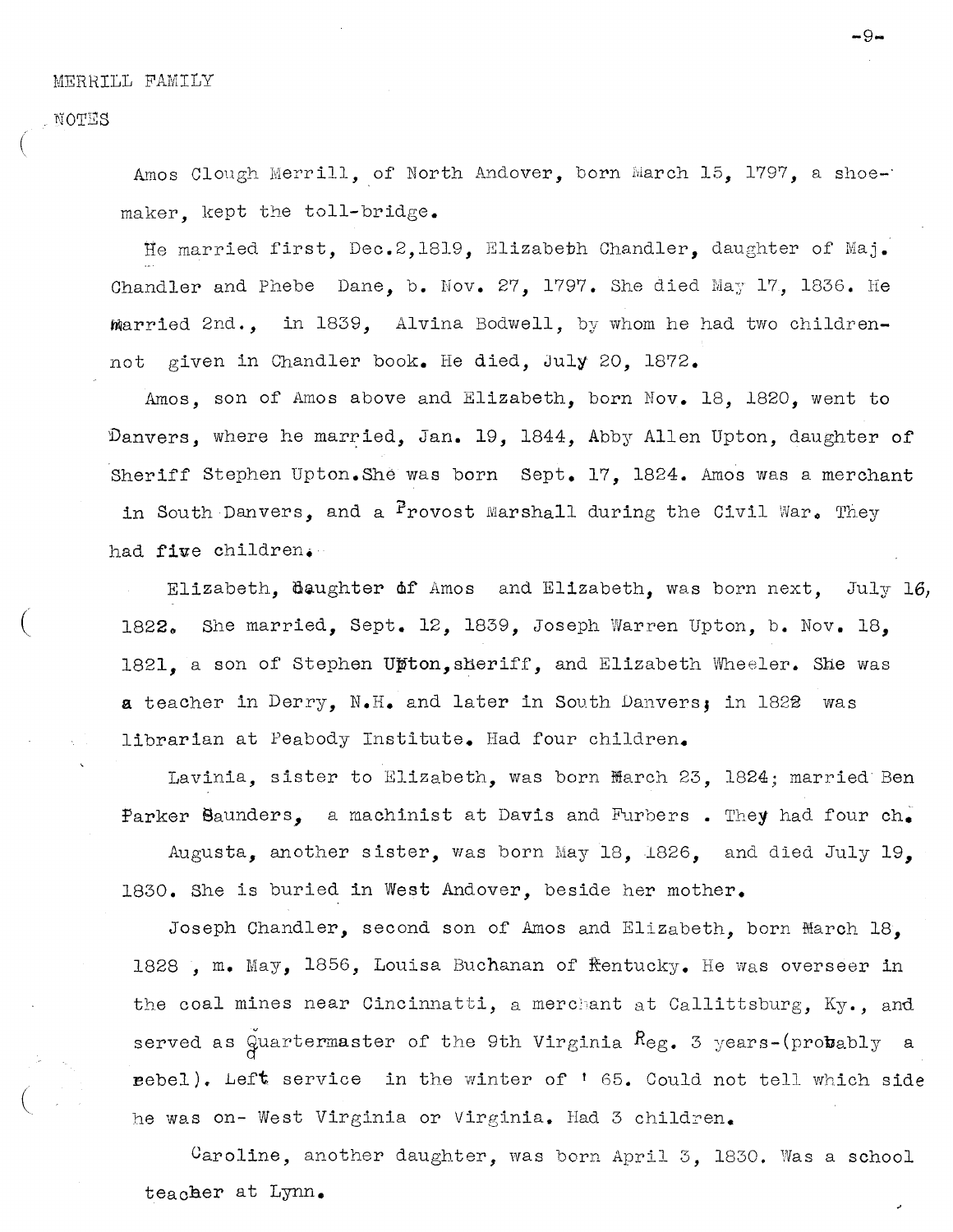MERRILL FAMILY

NOTES

Amos Clough Merrill, of North Andover, born March 15, 1797, a shoemaker, kept the toll-bridge.

He married first, Dec.2,1819, Elizabeth Chandler, daughter of Maj. Chandler and Phebe Dane, b. Nov. 27, 1797. She died May 17, 1836. He married 2nd., in 1839, Alvina Bodwell, by whom he had two children-not given in Chandler book. He died, July 20, 1872.

Amos, son of Amos above and Elizabeth, born Nov. 18, 1820, went to Danvers, where he married, Jan. 19, 1844, Abby Allen Upton, daughter of Sheriff Stephen Upton. She was born Sept. 17, 1824. Amos was a merchant in South Danvers, and a Provost Marshall during the Civil War. They had five children.

Elizabeth, daughter of Amos and Elizabeth, was born next, July 16, 1822. She married, Sept. 12, 1839, Joseph Warren Upton, b. Nov. 18, 1821, a son of Stephen Upton, sheriff, and Elizabeth Wheeler. She was a teacher in Derry, N.H. and later in South Danvers; in 1822 was librarian at Peabody Institute. Had four children.

Lavinia, sister to Elizabeth, was born March 23, 1824; married Ben Parker Saunders, a machinist at Davis and Furbers . They had four ch.

Augusta, another sister, was born May 18, 1826, and died July 19, 1830. She is buried in West Andover, beside her mother.

Joseph Chandler, second son of Amos and Elizabeth, born March 18, 1828 , m. May, 1856, Louisa Buchanan of Kentucky. He was overseer in the coal mines near Cincinnatti, a merchant at Callittsburg, Ky., and served as Quartermaster of the 9th Virginia Reg. 3 years-(probably a rebel). Left service in the winter of ' 65. Could not tell which side he was on- West Virginia or Virginia. Had 3 children.

Caroline, another daughter, was born April 3, 1830. Was a school teacher at Lynn.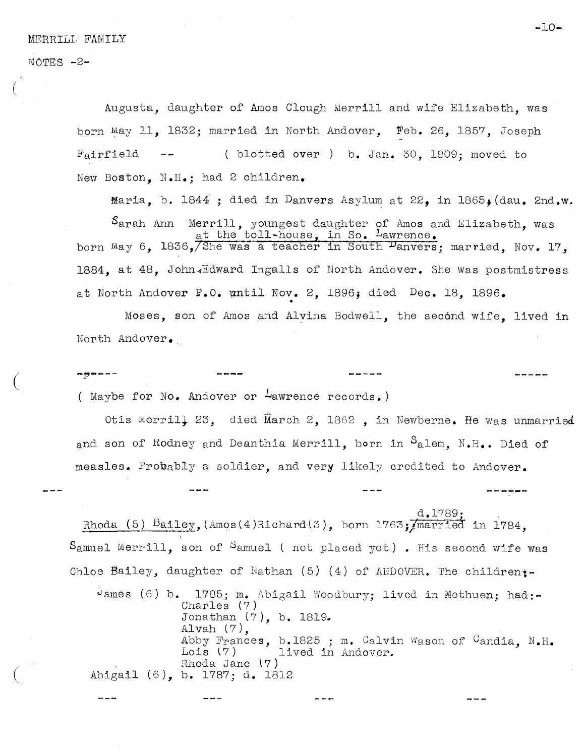MERRILL FAMILY

NOTES -2-

Augusta, daughter of Amos Clough Merrill and wife Elizabeth, was born May 11, 1832; married in North Andover, Feb. 26, 1857, Joseph Fairfield -- ( blotted over ) b. Jan. 30, 1809; moved to New Boston, N.H.; had 2 children.

Maria, b. 1844 ; died in Danvers Asylum at 22, in 1865, (dau. 2nd.w.

Sarah Ann Merrill, youngest daughter of Amos and Elizabeth, was born May 6, 1836, at the toll-house, in So. Lawrence. She was a teacher in South Danvers; married, Nov. 17, 1884, at 48, John Edward Ingalls of North Andover. She was postmistress at North Andover P.O. until Nov. 2, 1896; died Dec. 18, 1896.

Moses, son of Amos and Alvina Bodwell, the second wife, lived in North Andover.

---

( Maybe for No. Andover or Lawrence records.)

Otis Merrill 23, died March 2, 1862 , in Newberne. He was unmarried and son of Rodney and Deanthia Merrill, born in Salem, N.H.. Died of measles. Probably a soldier, and very likely credited to Andover.

---

Rhoda (5) Bailey, (Amos(4)Richard(3), born 1763; d.1789; married in 1784, Samuel Merrill, son of Samuel ( not placed yet) . His second wife was Chloe Bailey, daughter of Nathan (5) (4) of ANDOVER. The children:-

James (6) b. 1785; m. Abigail Woodbury; lived in Methuen; had:-
- Charles (7)
- Jonathan (7), b. 1819.
- Alvah (7),
- Abby Frances, b.1825 ; m. Calvin Wason of Candia, N.H.
- Lois (7) lived in Andover.
- Rhoda Jane (7)

Abigail (6), b. 1787; d. 1812

---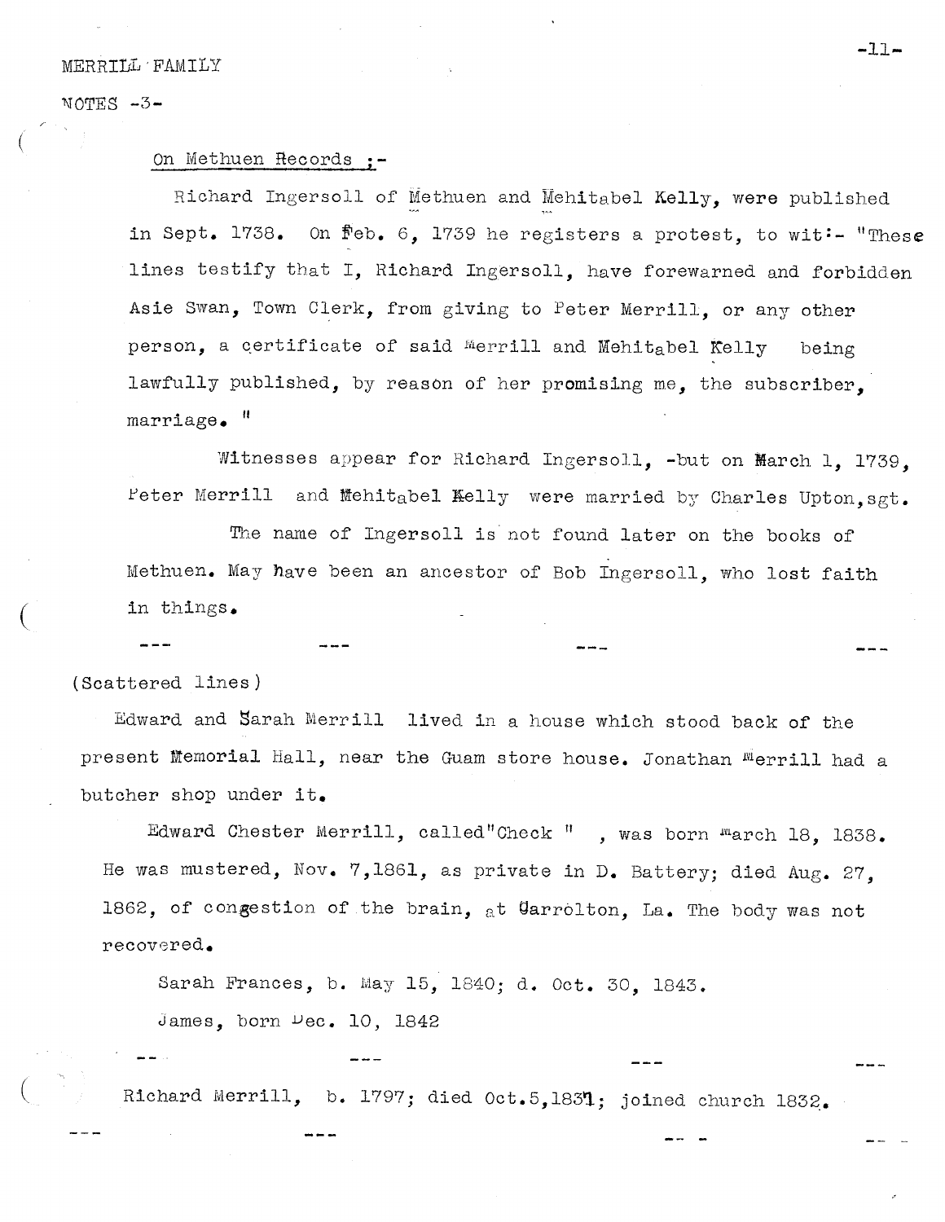MERRILL FAMILY

NOTES -3-

On Methuen Records ;-

Richard Ingersoll of Methuen and Mehitabel Kelly, were published in Sept. 1738. On Feb. 6, 1739 he registers a protest, to wit:- "These lines testify that I, Richard Ingersoll, have forewarned and forbidden Asie Swan, Town Clerk, from giving to Peter Merrill, or any other person, a certificate of said Merrill and Mehitabel Kelly being lawfully published, by reason of her promising me, the subscriber, marriage. "

Witnesses appear for Richard Ingersoll, -but on March 1, 1739, Peter Merrill and Mehitabel Kelly were married by Charles Upton, sgt.

The name of Ingersoll is not found later on the books of Methuen. May have been an ancestor of Bob Ingersoll, who lost faith in things.

--- --- --- ---

(Scattered lines)

Edward and Sarah Merrill lived in a house which stood back of the present Memorial Hall, near the Guam store house. Jonathan Merrill had a butcher shop under it.

Edward Chester Merrill, called "Check " , was born March 18, 1838. He was mustered, Nov. 7,1861, as private in D. Battery; died Aug. 27, 1862, of congestion of the brain, at Carrolton, La. The body was not recovered.

Sarah Frances, b. May 15, 1840; d. Oct. 30, 1843.

James, born Dec. 10, 1842

--- --- --- ---

Richard Merrill, b. 1797; died Oct.5,1831; joined church 1832.

--- --- --- ---